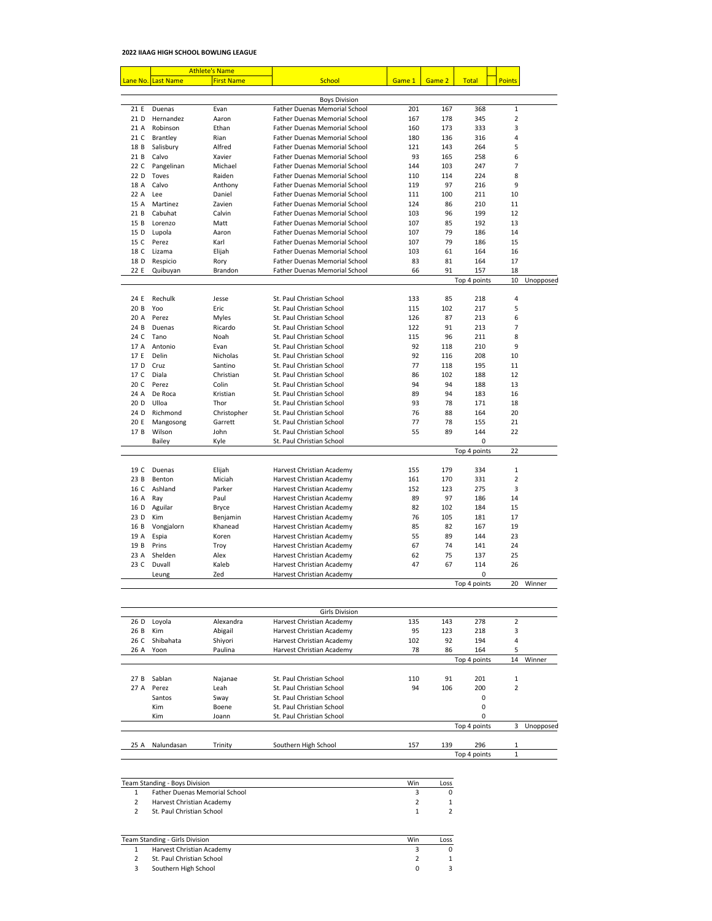**2022 IIAAG HIGH SCHOOL BOWLING LEAGUE**

| | Athlete's Name | | | | | | | |
|---|---|---|---|---|---|---|---|---|
| Lane No. | Last Name | First Name | School | Game 1 | Game 2 | Total | Points | |
| | | | **Boys Division** | | | | | |
| 21 E | Duenas | Evan | Father Duenas Memorial School | 201 | 167 | 368 | 1 | |
| 21 D | Hernandez | Aaron | Father Duenas Memorial School | 167 | 178 | 345 | 2 | |
| 21 A | Robinson | Ethan | Father Duenas Memorial School | 160 | 173 | 333 | 3 | |
| 21 C | Brantley | Rian | Father Duenas Memorial School | 180 | 136 | 316 | 4 | |
| 18 B | Salisbury | Alfred | Father Duenas Memorial School | 121 | 143 | 264 | 5 | |
| 21 B | Calvo | Xavier | Father Duenas Memorial School | 93 | 165 | 258 | 6 | |
| 22 C | Pangelinan | Michael | Father Duenas Memorial School | 144 | 103 | 247 | 7 | |
| 22 D | Toves | Raiden | Father Duenas Memorial School | 110 | 114 | 224 | 8 | |
| 18 A | Calvo | Anthony | Father Duenas Memorial School | 119 | 97 | 216 | 9 | |
| 22 A | Lee | Daniel | Father Duenas Memorial School | 111 | 100 | 211 | 10 | |
| 15 A | Martinez | Zavien | Father Duenas Memorial School | 124 | 86 | 210 | 11 | |
| 21 B | Cabuhat | Calvin | Father Duenas Memorial School | 103 | 96 | 199 | 12 | |
| 15 B | Lorenzo | Matt | Father Duenas Memorial School | 107 | 85 | 192 | 13 | |
| 15 D | Lupola | Aaron | Father Duenas Memorial School | 107 | 79 | 186 | 14 | |
| 15 C | Perez | Karl | Father Duenas Memorial School | 107 | 79 | 186 | 15 | |
| 18 C | Lizama | Elijah | Father Duenas Memorial School | 103 | 61 | 164 | 16 | |
| 18 D | Respicio | Rory | Father Duenas Memorial School | 83 | 81 | 164 | 17 | |
| 22 E | Quibuyan | Brandon | Father Duenas Memorial School | 66 | 91 | 157 | 18 | |
| | | | | | | Top 4 points | 10 | Unopposed |
| 24 E | Rechulk | Jesse | St. Paul Christian School | 133 | 85 | 218 | 4 | |
| 20 B | Yoo | Eric | St. Paul Christian School | 115 | 102 | 217 | 5 | |
| 20 A | Perez | Myles | St. Paul Christian School | 126 | 87 | 213 | 6 | |
| 24 B | Duenas | Ricardo | St. Paul Christian School | 122 | 91 | 213 | 7 | |
| 24 C | Tano | Noah | St. Paul Christian School | 115 | 96 | 211 | 8 | |
| 17 A | Antonio | Evan | St. Paul Christian School | 92 | 118 | 210 | 9 | |
| 17 E | Delin | Nicholas | St. Paul Christian School | 92 | 116 | 208 | 10 | |
| 17 D | Cruz | Santino | St. Paul Christian School | 77 | 118 | 195 | 11 | |
| 17 C | Diala | Christian | St. Paul Christian School | 86 | 102 | 188 | 12 | |
| 20 C | Perez | Colin | St. Paul Christian School | 94 | 94 | 188 | 13 | |
| 24 A | De Roca | Kristian | St. Paul Christian School | 89 | 94 | 183 | 16 | |
| 20 D | Ulloa | Thor | St. Paul Christian School | 93 | 78 | 171 | 18 | |
| 24 D | Richmond | Christopher | St. Paul Christian School | 76 | 88 | 164 | 20 | |
| 20 E | Mangosong | Garrett | St. Paul Christian School | 77 | 78 | 155 | 21 | |
| 17 B | Wilson | John | St. Paul Christian School | 55 | 89 | 144 | 22 | |
| | Bailey | Kyle | St. Paul Christian School | | | 0 | | |
| | | | | | | Top 4 points | 22 | |
| 19 C | Duenas | Elijah | Harvest Christian Academy | 155 | 179 | 334 | 1 | |
| 23 B | Benton | Miciah | Harvest Christian Academy | 161 | 170 | 331 | 2 | |
| 16 C | Ashland | Parker | Harvest Christian Academy | 152 | 123 | 275 | 3 | |
| 16 A | Ray | Paul | Harvest Christian Academy | 89 | 97 | 186 | 14 | |
| 16 D | Aguilar | Bryce | Harvest Christian Academy | 82 | 102 | 184 | 15 | |
| 23 D | Kim | Benjamin | Harvest Christian Academy | 76 | 105 | 181 | 17 | |
| 16 B | Vongjalorn | Khanead | Harvest Christian Academy | 85 | 82 | 167 | 19 | |
| 19 A | Espia | Koren | Harvest Christian Academy | 55 | 89 | 144 | 23 | |
| 19 B | Prins | Troy | Harvest Christian Academy | 67 | 74 | 141 | 24 | |
| 23 A | Shelden | Alex | Harvest Christian Academy | 62 | 75 | 137 | 25 | |
| 23 C | Duvall | Kaleb | Harvest Christian Academy | 47 | 67 | 114 | 26 | |
| | Leung | Zed | Harvest Christian Academy | | | 0 | | |
| | | | | | | Top 4 points | 20 | Winner |

| Lane No. | Last Name | First Name | School | Game 1 | Game 2 | Total | Points | |
|---|---|---|---|---|---|---|---|---|
| | | | **Girls Division** | | | | | |
| 26 D | Loyola | Alexandra | Harvest Christian Academy | 135 | 143 | 278 | 2 | |
| 26 B | Kim | Abigail | Harvest Christian Academy | 95 | 123 | 218 | 3 | |
| 26 C | Shibahata | Shiyori | Harvest Christian Academy | 102 | 92 | 194 | 4 | |
| 26 A | Yoon | Paulina | Harvest Christian Academy | 78 | 86 | 164 | 5 | |
| | | | | | | Top 4 points | 14 | Winner |
| 27 B | Sablan | Najanae | St. Paul Christian School | 110 | 91 | 201 | 1 | |
| 27 A | Perez | Leah | St. Paul Christian School | 94 | 106 | 200 | 2 | |
| | Santos | Sway | St. Paul Christian School | | | 0 | | |
| | Kim | Boene | St. Paul Christian School | | | 0 | | |
| | Kim | Joann | St. Paul Christian School | | | 0 | | |
| | | | | | | Top 4 points | 3 | Unopposed |
| 25 A | Nalundasan | Trinity | Southern High School | 157 | 139 | 296 | 1 | |
| | | | | | | Top 4 points | 1 | |

| | Team Standing - Boys Division | Win | Loss |
|---|---|---|---|
| 1 | Father Duenas Memorial School | 3 | 0 |
| 2 | Harvest Christian Academy | 2 | 1 |
| 2 | St. Paul Christian School | 1 | 2 |

| | Team Standing - Girls Division | Win | Loss |
|---|---|---|---|
| 1 | Harvest Christian Academy | 3 | 0 |
| 2 | St. Paul Christian School | 2 | 1 |
| 3 | Southern High School | 0 | 3 |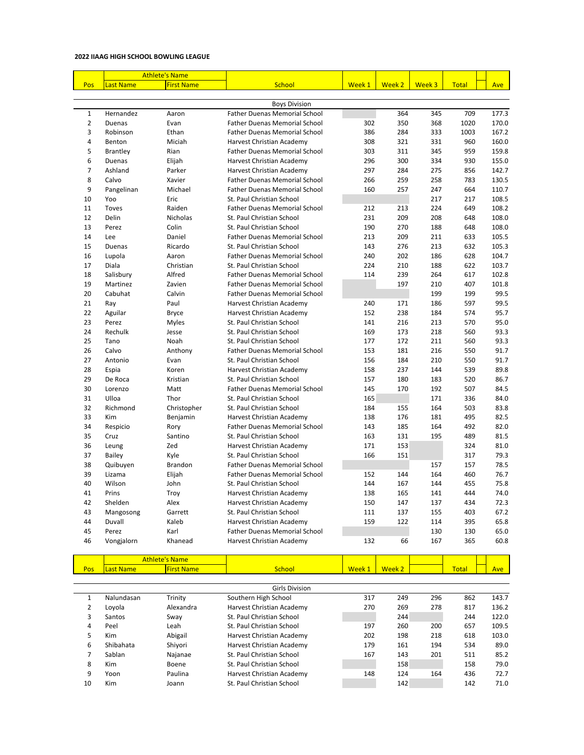**2022 IIAAG HIGH SCHOOL BOWLING LEAGUE**

| Pos | Athlete's Name | | School | Week 1 | Week 2 | Week 3 | Total | Ave |
|---|---|---|---|---|---|---|---|---|
| | Last Name | First Name | | | | | | |
| | | | **Boys Division** | | | | | |
| 1 | Hernandez | Aaron | Father Duenas Memorial School | | 364 | 345 | 709 | 177.3 |
| 2 | Duenas | Evan | Father Duenas Memorial School | 302 | 350 | 368 | 1020 | 170.0 |
| 3 | Robinson | Ethan | Father Duenas Memorial School | 386 | 284 | 333 | 1003 | 167.2 |
| 4 | Benton | Miciah | Harvest Christian Academy | 308 | 321 | 331 | 960 | 160.0 |
| 5 | Brantley | Rian | Father Duenas Memorial School | 303 | 311 | 345 | 959 | 159.8 |
| 6 | Duenas | Elijah | Harvest Christian Academy | 296 | 300 | 334 | 930 | 155.0 |
| 7 | Ashland | Parker | Harvest Christian Academy | 297 | 284 | 275 | 856 | 142.7 |
| 8 | Calvo | Xavier | Father Duenas Memorial School | 266 | 259 | 258 | 783 | 130.5 |
| 9 | Pangelinan | Michael | Father Duenas Memorial School | 160 | 257 | 247 | 664 | 110.7 |
| 10 | Yoo | Eric | St. Paul Christian School | | | 217 | 217 | 108.5 |
| 11 | Toves | Raiden | Father Duenas Memorial School | 212 | 213 | 224 | 649 | 108.2 |
| 12 | Delin | Nicholas | St. Paul Christian School | 231 | 209 | 208 | 648 | 108.0 |
| 13 | Perez | Colin | St. Paul Christian School | 190 | 270 | 188 | 648 | 108.0 |
| 14 | Lee | Daniel | Father Duenas Memorial School | 213 | 209 | 211 | 633 | 105.5 |
| 15 | Duenas | Ricardo | St. Paul Christian School | 143 | 276 | 213 | 632 | 105.3 |
| 16 | Lupola | Aaron | Father Duenas Memorial School | 240 | 202 | 186 | 628 | 104.7 |
| 17 | Diala | Christian | St. Paul Christian School | 224 | 210 | 188 | 622 | 103.7 |
| 18 | Salisbury | Alfred | Father Duenas Memorial School | 114 | 239 | 264 | 617 | 102.8 |
| 19 | Martinez | Zavien | Father Duenas Memorial School | | 197 | 210 | 407 | 101.8 |
| 20 | Cabuhat | Calvin | Father Duenas Memorial School | | | 199 | 199 | 99.5 |
| 21 | Ray | Paul | Harvest Christian Academy | 240 | 171 | 186 | 597 | 99.5 |
| 22 | Aguilar | Bryce | Harvest Christian Academy | 152 | 238 | 184 | 574 | 95.7 |
| 23 | Perez | Myles | St. Paul Christian School | 141 | 216 | 213 | 570 | 95.0 |
| 24 | Rechulk | Jesse | St. Paul Christian School | 169 | 173 | 218 | 560 | 93.3 |
| 25 | Tano | Noah | St. Paul Christian School | 177 | 172 | 211 | 560 | 93.3 |
| 26 | Calvo | Anthony | Father Duenas Memorial School | 153 | 181 | 216 | 550 | 91.7 |
| 27 | Antonio | Evan | St. Paul Christian School | 156 | 184 | 210 | 550 | 91.7 |
| 28 | Espia | Koren | Harvest Christian Academy | 158 | 237 | 144 | 539 | 89.8 |
| 29 | De Roca | Kristian | St. Paul Christian School | 157 | 180 | 183 | 520 | 86.7 |
| 30 | Lorenzo | Matt | Father Duenas Memorial School | 145 | 170 | 192 | 507 | 84.5 |
| 31 | Ulloa | Thor | St. Paul Christian School | 165 | | 171 | 336 | 84.0 |
| 32 | Richmond | Christopher | St. Paul Christian School | 184 | 155 | 164 | 503 | 83.8 |
| 33 | Kim | Benjamin | Harvest Christian Academy | 138 | 176 | 181 | 495 | 82.5 |
| 34 | Respicio | Rory | Father Duenas Memorial School | 143 | 185 | 164 | 492 | 82.0 |
| 35 | Cruz | Santino | St. Paul Christian School | 163 | 131 | 195 | 489 | 81.5 |
| 36 | Leung | Zed | Harvest Christian Academy | 171 | 153 | | 324 | 81.0 |
| 37 | Bailey | Kyle | St. Paul Christian School | 166 | 151 | | 317 | 79.3 |
| 38 | Quibuyen | Brandon | Father Duenas Memorial School | | | 157 | 157 | 78.5 |
| 39 | Lizama | Elijah | Father Duenas Memorial School | 152 | 144 | 164 | 460 | 76.7 |
| 40 | Wilson | John | St. Paul Christian School | 144 | 167 | 144 | 455 | 75.8 |
| 41 | Prins | Troy | Harvest Christian Academy | 138 | 165 | 141 | 444 | 74.0 |
| 42 | Shelden | Alex | Harvest Christian Academy | 150 | 147 | 137 | 434 | 72.3 |
| 43 | Mangosong | Garrett | St. Paul Christian School | 111 | 137 | 155 | 403 | 67.2 |
| 44 | Duvall | Kaleb | Harvest Christian Academy | 159 | 122 | 114 | 395 | 65.8 |
| 45 | Perez | Karl | Father Duenas Memorial School | | | 130 | 130 | 65.0 |
| 46 | Vongjalorn | Khanead | Harvest Christian Academy | 132 | 66 | 167 | 365 | 60.8 |

| Pos | Athlete's Name | | School | Week 1 | Week 2 | | Total | Ave |
|---|---|---|---|---|---|---|---|---|
| | Last Name | First Name | | | | | | |
| | | | **Girls Division** | | | | | |
| 1 | Nalundasan | Trinity | Southern High School | 317 | 249 | 296 | 862 | 143.7 |
| 2 | Loyola | Alexandra | Harvest Christian Academy | 270 | 269 | 278 | 817 | 136.2 |
| 3 | Santos | Sway | St. Paul Christian School | | 244 | | 244 | 122.0 |
| 4 | Peel | Leah | St. Paul Christian School | 197 | 260 | 200 | 657 | 109.5 |
| 5 | Kim | Abigail | Harvest Christian Academy | 202 | 198 | 218 | 618 | 103.0 |
| 6 | Shibahata | Shiyori | Harvest Christian Academy | 179 | 161 | 194 | 534 | 89.0 |
| 7 | Sablan | Najanae | St. Paul Christian School | 167 | 143 | 201 | 511 | 85.2 |
| 8 | Kim | Boene | St. Paul Christian School | | 158 | | 158 | 79.0 |
| 9 | Yoon | Paulina | Harvest Christian Academy | 148 | 124 | 164 | 436 | 72.7 |
| 10 | Kim | Joann | St. Paul Christian School | | 142 | | 142 | 71.0 |